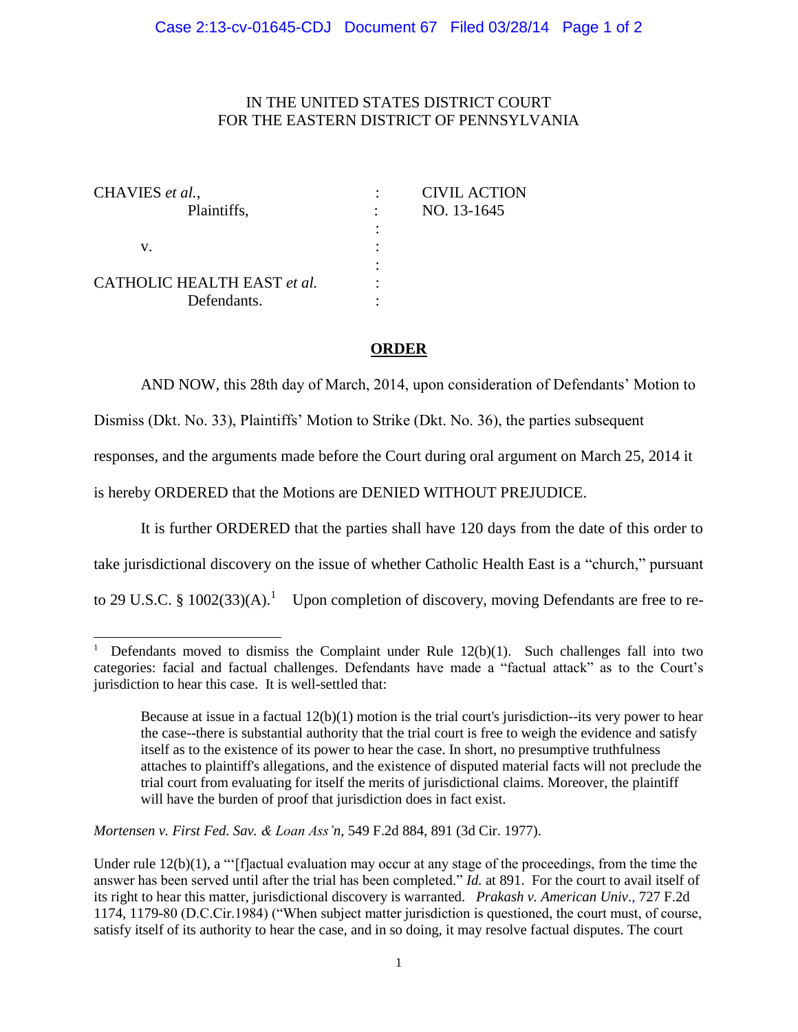IN THE UNITED STATES DISTRICT COURT
FOR THE EASTERN DISTRICT OF PENNSYLVANIA

| | | |
|---|---|---|
| CHAVIES *et al.*, Plaintiffs, | : | CIVIL ACTION NO. 13-1645 |
| v. | : | |
| CATHOLIC HEALTH EAST *et al.* Defendants. | : | |

**ORDER**

AND NOW, this 28th day of March, 2014, upon consideration of Defendants' Motion to Dismiss (Dkt. No. 33), Plaintiffs' Motion to Strike (Dkt. No. 36), the parties subsequent responses, and the arguments made before the Court during oral argument on March 25, 2014 it is hereby ORDERED that the Motions are DENIED WITHOUT PREJUDICE.

It is further ORDERED that the parties shall have 120 days from the date of this order to take jurisdictional discovery on the issue of whether Catholic Health East is a "church," pursuant to 29 U.S.C. § 1002(33)(A).[1] Upon completion of discovery, moving Defendants are free to re-

---

[1] Defendants moved to dismiss the Complaint under Rule 12(b)(1). Such challenges fall into two categories: facial and factual challenges. Defendants have made a "factual attack" as to the Court's jurisdiction to hear this case. It is well-settled that:

> Because at issue in a factual 12(b)(1) motion is the trial court's jurisdiction--its very power to hear the case--there is substantial authority that the trial court is free to weigh the evidence and satisfy itself as to the existence of its power to hear the case. In short, no presumptive truthfulness attaches to plaintiff's allegations, and the existence of disputed material facts will not preclude the trial court from evaluating for itself the merits of jurisdictional claims. Moreover, the plaintiff will have the burden of proof that jurisdiction does in fact exist.

*Mortensen v. First Fed. Sav. & Loan Ass'n*, 549 F.2d 884, 891 (3d Cir. 1977).

Under rule 12(b)(1), a "'[f]actual evaluation may occur at any stage of the proceedings, from the time the answer has been served until after the trial has been completed." *Id.* at 891. For the court to avail itself of its right to hear this matter, jurisdictional discovery is warranted. *Prakash v. American Univ.*, 727 F.2d 1174, 1179-80 (D.C.Cir.1984) ("When subject matter jurisdiction is questioned, the court must, of course, satisfy itself of its authority to hear the case, and in so doing, it may resolve factual disputes. The court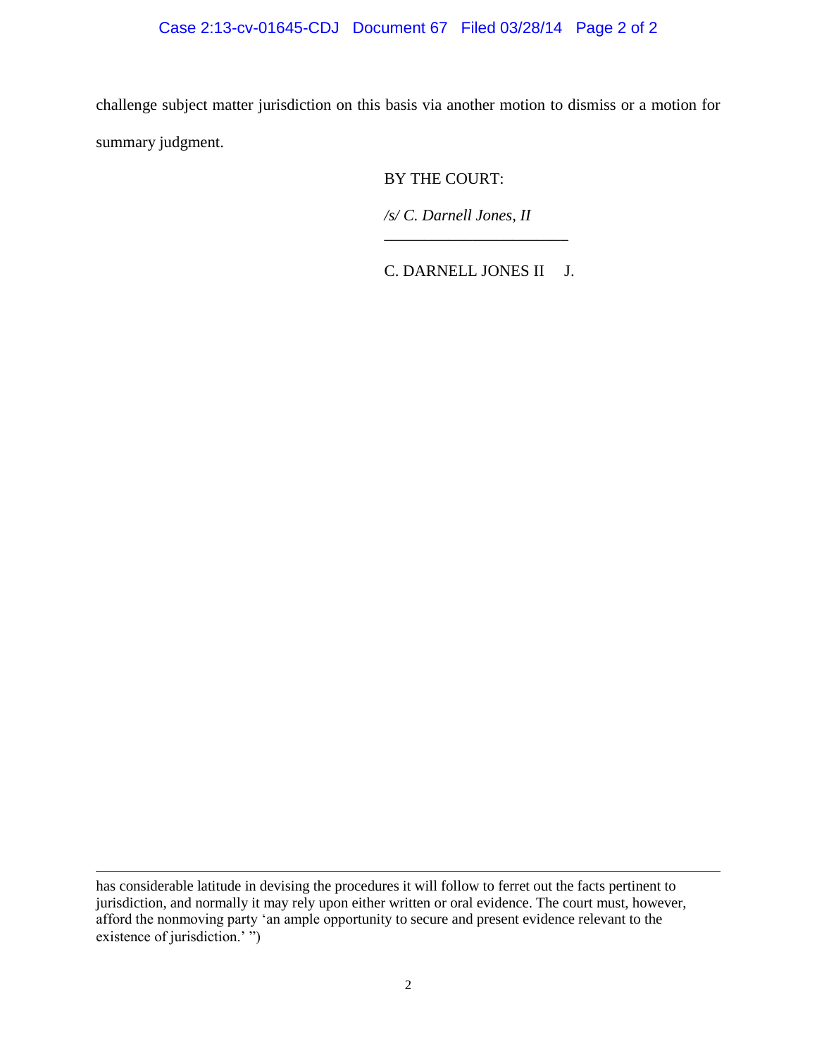challenge subject matter jurisdiction on this basis via another motion to dismiss or a motion for summary judgment.

BY THE COURT:

*/s/ C. Darnell Jones, II*

C. DARNELL JONES II J.

---

has considerable latitude in devising the procedures it will follow to ferret out the facts pertinent to jurisdiction, and normally it may rely upon either written or oral evidence. The court must, however, afford the nonmoving party 'an ample opportunity to secure and present evidence relevant to the existence of jurisdiction.' ")